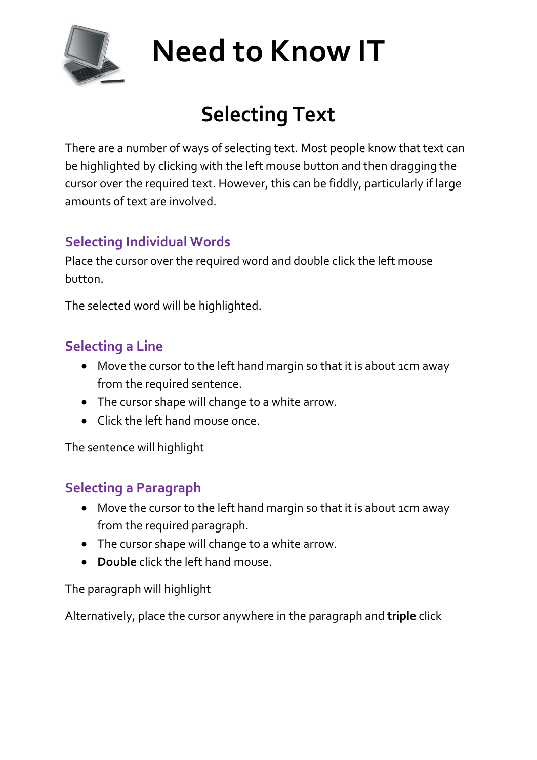# Need to Know IT

## Selecting Text

There are a number of ways of selecting text. Most people know that text can be highlighted by clicking with the left mouse button and then dragging the cursor over the required text. However, this can be fiddly, particularly if large amounts of text are involved.

### Selecting Individual Words

Place the cursor over the required word and double click the left mouse button.

The selected word will be highlighted.

### Selecting a Line

- Move the cursor to the left hand margin so that it is about 1cm away from the required sentence.
- The cursor shape will change to a white arrow.
- Click the left hand mouse once.

The sentence will highlight

### Selecting a Paragraph

- Move the cursor to the left hand margin so that it is about 1cm away from the required paragraph.
- The cursor shape will change to a white arrow.
- **Double** click the left hand mouse.

The paragraph will highlight

Alternatively, place the cursor anywhere in the paragraph and **triple** click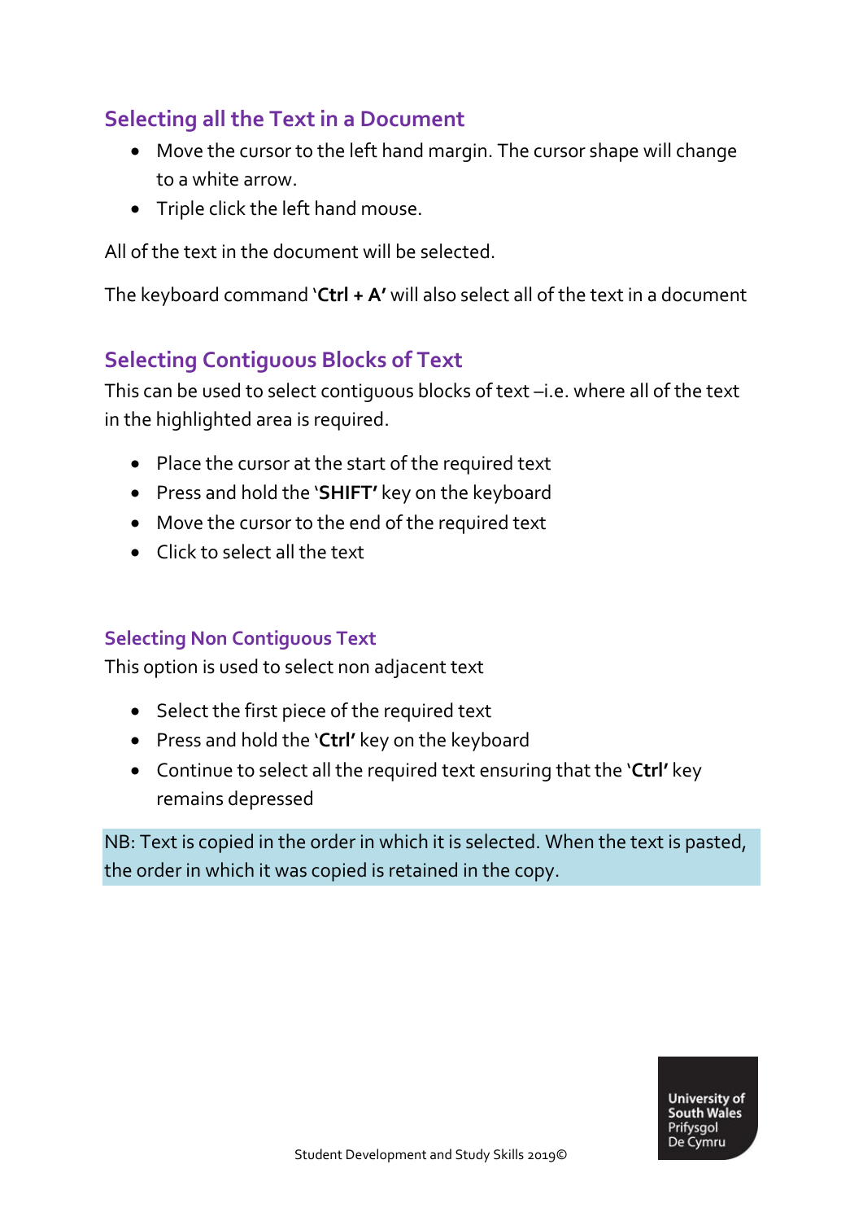## Selecting all the Text in a Document

- Move the cursor to the left hand margin. The cursor shape will change to a white arrow.
- Triple click the left hand mouse.

All of the text in the document will be selected.

The keyboard command '**Ctrl + A'** will also select all of the text in a document

## Selecting Contiguous Blocks of Text

This can be used to select contiguous blocks of text –i.e. where all of the text in the highlighted area is required.

- Place the cursor at the start of the required text
- Press and hold the '**SHIFT'** key on the keyboard
- Move the cursor to the end of the required text
- Click to select all the text

### Selecting Non Contiguous Text

This option is used to select non adjacent text

- Select the first piece of the required text
- Press and hold the '**Ctrl'** key on the keyboard
- Continue to select all the required text ensuring that the '**Ctrl'** key remains depressed

NB: Text is copied in the order in which it is selected. When the text is pasted, the order in which it was copied is retained in the copy.